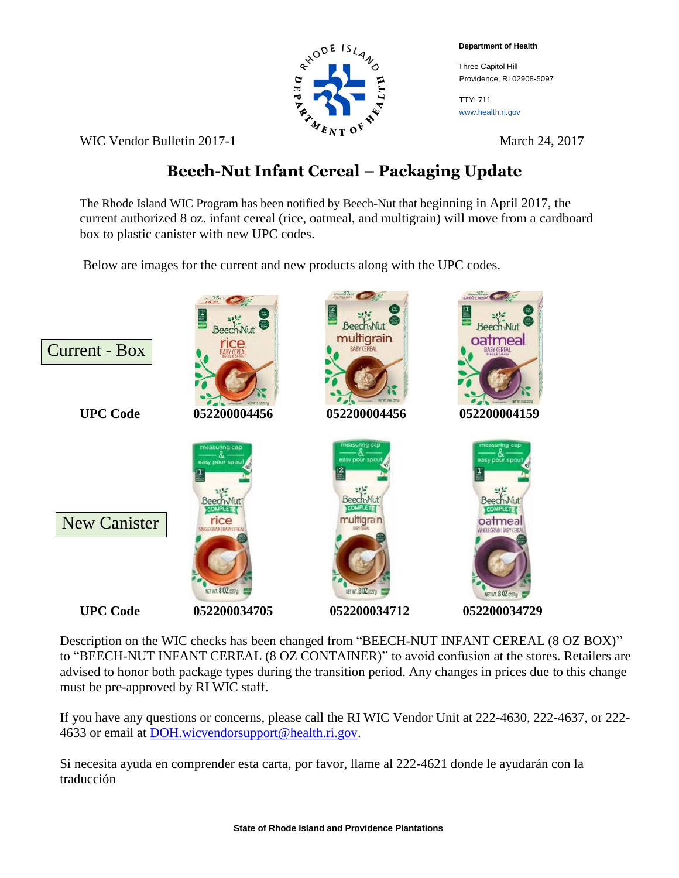Department of Health

Three Capitol Hill
Providence, RI 02908-5097

TTY: 711
www.health.ri.gov

WIC Vendor Bulletin 2017-1

March 24, 2017

# Beech-Nut Infant Cereal – Packaging Update

The Rhode Island WIC Program has been notified by Beech-Nut that beginning in April 2017, the current authorized 8 oz. infant cereal (rice, oatmeal, and multigrain) will move from a cardboard box to plastic canister with new UPC codes.

Below are images for the current and new products along with the UPC codes.

| | Rice | Multigrain | Oatmeal |
|---|---|---|---|
| Current - Box | | | |
| **UPC Code** | **052200004456** | **052200004456** | **052200004159** |
| New Canister | | | |
| **UPC Code** | **052200034705** | **052200034712** | **052200034729** |

Description on the WIC checks has been changed from "BEECH-NUT INFANT CEREAL (8 OZ BOX)" to "BEECH-NUT INFANT CEREAL (8 OZ CONTAINER)" to avoid confusion at the stores. Retailers are advised to honor both package types during the transition period. Any changes in prices due to this change must be pre-approved by RI WIC staff.

If you have any questions or concerns, please call the RI WIC Vendor Unit at 222-4630, 222-4637, or 222-4633 or email at DOH.wicvendorsupport@health.ri.gov.

Si necesita ayuda en comprender esta carta, por favor, llame al 222-4621 donde le ayudarán con la traducción

State of Rhode Island and Providence Plantations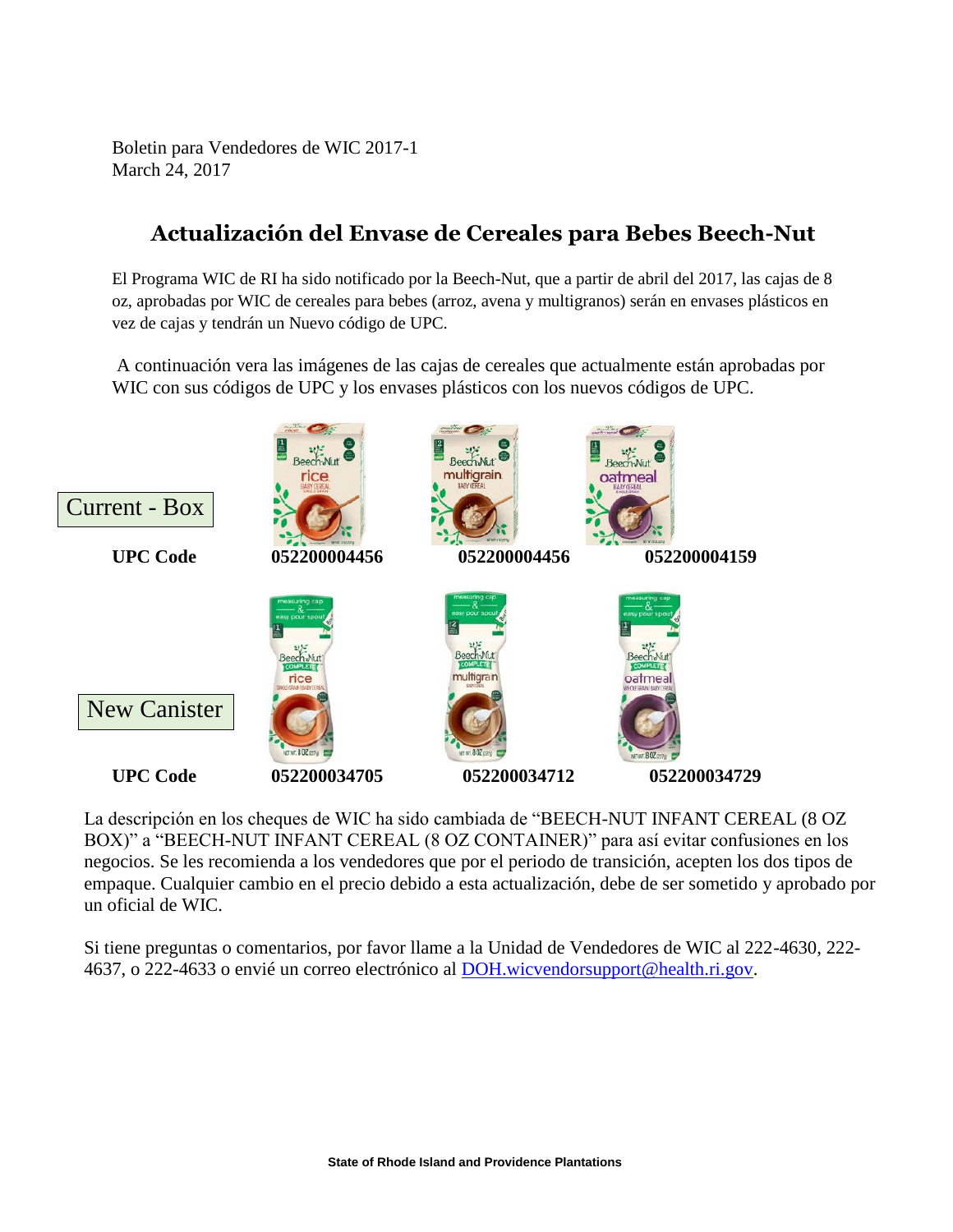Boletin para Vendedores de WIC 2017-1
March 24, 2017

## Actualización del Envase de Cereales para Bebes Beech-Nut

El Programa WIC de RI ha sido notificado por la Beech-Nut, que a partir de abril del 2017, las cajas de 8 oz, aprobadas por WIC de cereales para bebes (arroz, avena y multigranos) serán en envases plásticos en vez de cajas y tendrán un Nuevo código de UPC.

A continuación vera las imágenes de las cajas de cereales que actualmente están aprobadas por WIC con sus códigos de UPC y los envases plásticos con los nuevos códigos de UPC.

| | Rice | Multigrain | Oatmeal |
| --- | --- | --- | --- |
| Current - Box | | | |
| **UPC Code** | **052200004456** | **052200004456** | **052200004159** |
| New Canister | | | |
| **UPC Code** | **052200034705** | **052200034712** | **052200034729** |

La descripción en los cheques de WIC ha sido cambiada de "BEECH-NUT INFANT CEREAL (8 OZ BOX)" a "BEECH-NUT INFANT CEREAL (8 OZ CONTAINER)" para así evitar confusiones en los negocios. Se les recomienda a los vendedores que por el periodo de transición, acepten los dos tipos de empaque. Cualquier cambio en el precio debido a esta actualización, debe de ser sometido y aprobado por un oficial de WIC.

Si tiene preguntas o comentarios, por favor llame a la Unidad de Vendedores de WIC al 222-4630, 222-4637, o 222-4633 o envié un correo electrónico al DOH.wicvendorsupport@health.ri.gov.

**State of Rhode Island and Providence Plantations**